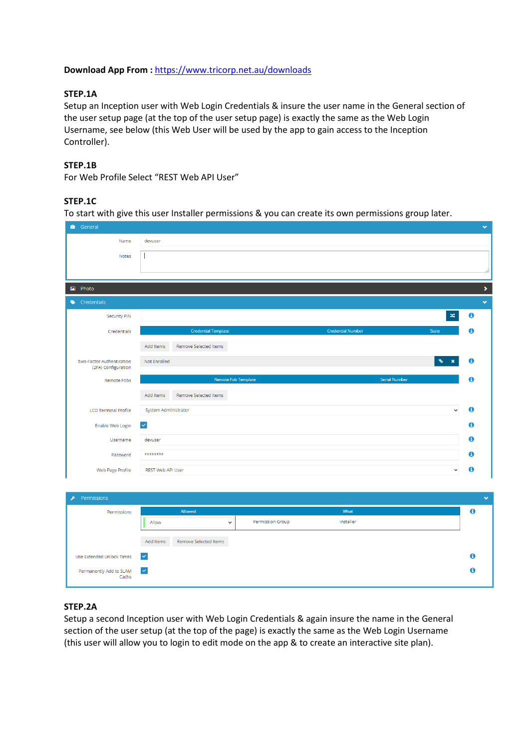**Download App From :** [https://www.tricorp.net.au/downloads](https://www.tricorp.net.au/downloads)

**STEP.1A**

Setup an Inception user with Web Login Credentials & insure the user name in the General section of the user setup page (at the top of the user setup page) is exactly the same as the Web Login Username, see below (this Web User will be used by the app to gain access to the Inception Controller).

**STEP.1B**

For Web Profile Select "REST Web API User"

**STEP.1C**

To start with give this user Installer permissions & you can create its own permissions group later.

**General**

| | |
|---|---|
| Name | devuser |
| Notes | |

**Photo**

**Credentials**

| | |
|---|---|
| Security PIN | |
| Credentials | Credential Template / Credential Number / State |
| | Add Items / Remove Selected Items |
| Two-Factor Authentication (2FA) Configuration | Not Enrolled |
| Remote Fobs | Remote Fob Template / Serial Number |
| | Add Items / Remove Selected Items |
| LCD Terminal Profile | System Administrator |
| Enable Web Login | ☑ |
| Username | devuser |
| Password | ******** |
| Web Page Profile | REST Web API User |

**Permissions**

| Allowed | What | |
|---|---|---|
| Allow | Permission Group | Installer |

Add Items / Remove Selected Items

| | |
|---|---|
| Use Extended Unlock Times | ☑ |
| Permanently Add to SLAM Cache | ☑ |

**STEP.2A**

Setup a second Inception user with Web Login Credentials & again insure the name in the General section of the user setup (at the top of the page) is exactly the same as the Web Login Username (this user will allow you to login to edit mode on the app & to create an interactive site plan).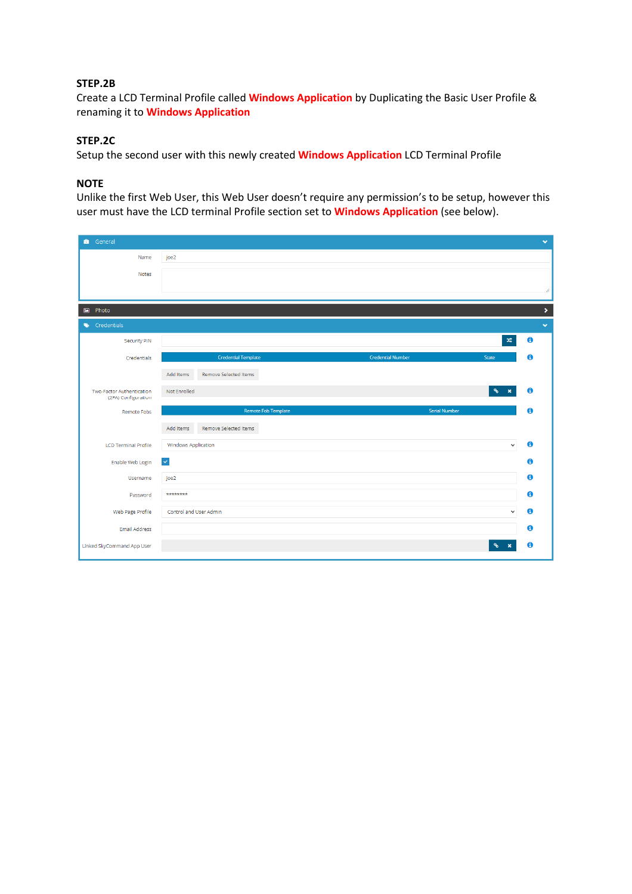**STEP.2B**

Create a LCD Terminal Profile called **Windows Application** by Duplicating the Basic User Profile & renaming it to **Windows Application**

**STEP.2C**

Setup the second user with this newly created **Windows Application** LCD Terminal Profile

**NOTE**

Unlike the first Web User, this Web User doesn't require any permission's to be setup, however this user must have the LCD terminal Profile section set to **Windows Application** (see below).

General

Name: joe2

Notes:

Photo

Credentials

Security PIN:

Credentials:

| Credential Template | Credential Number | State |
| --- | --- | --- |

Add Items | Remove Selected Items

Two-Factor Authentication (2FA) Configuration: Not Enrolled

Remote Fobs:

| Remote Fob Template | Serial Number |
| --- | --- |

Add Items | Remove Selected Items

LCD Terminal Profile: Windows Application

Enable Web Login: ☑

Username: joe2

Password: ********

Web Page Profile: Control and User Admin

Email Address:

Linked SkyCommand App User: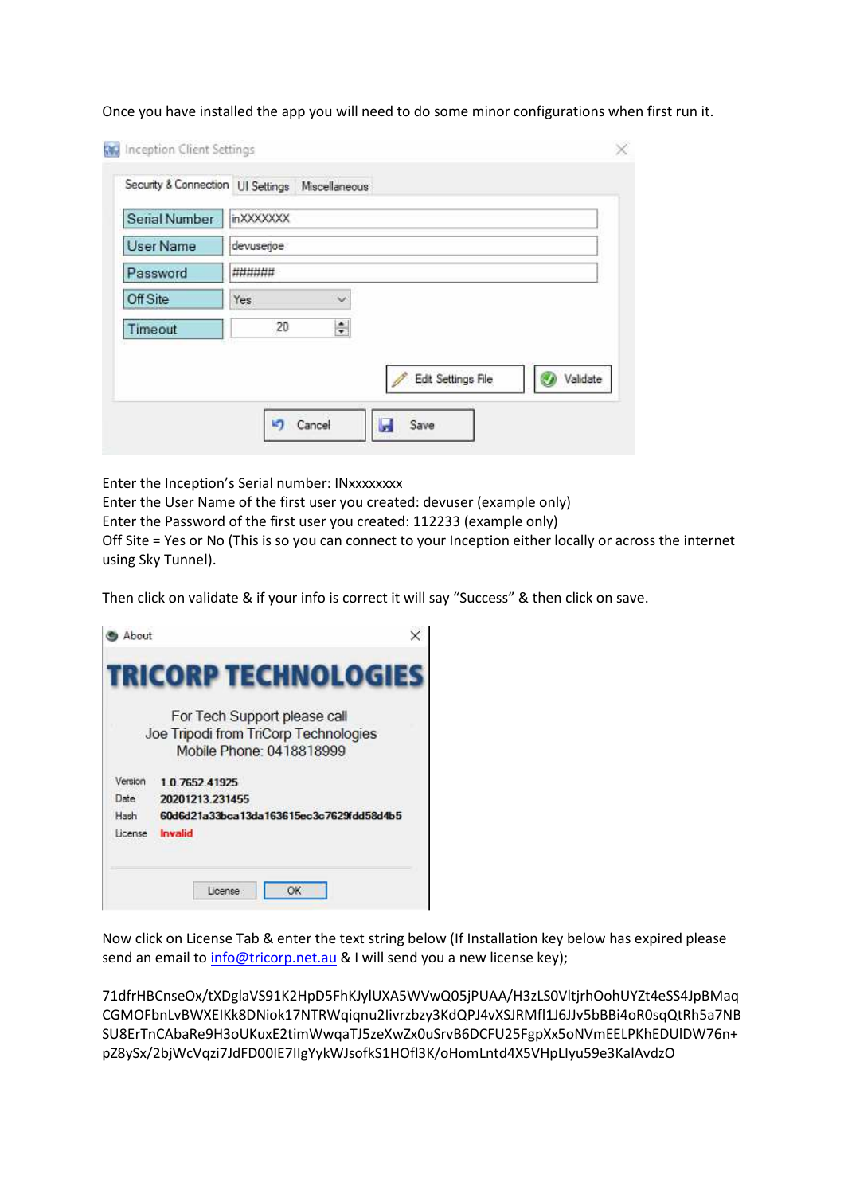Once you have installed the app you will need to do some minor configurations when first run it.

Enter the Inception's Serial number: INxxxxxxxx
Enter the User Name of the first user you created: devuser (example only)
Enter the Password of the first user you created: 112233 (example only)
Off Site = Yes or No (This is so you can connect to your Inception either locally or across the internet using Sky Tunnel).

Then click on validate & if your info is correct it will say "Success" & then click on save.

Now click on License Tab & enter the text string below (If Installation key below has expired please send an email to [info@tricorp.net.au](mailto:info@tricorp.net.au) & I will send you a new license key);

71dfrHBCnseOx/tXDglaVS91K2HpD5FhKJylUXA5WVwQ05jPUAA/H3zLSOVltjrhOohUYZt4eSS4JpBMaq
CGMOFbnLvBWXEIKk8DNiok17NTRWqiqnu2livrzbzy3KdQPJ4vXSJRMfl1J6JJv5bBBi4oR0sqQtRh5a7NB
SU8ErTnCAbaRe9H3oUKuxE2timWwqaTJ5zeXwZx0uSrvB6DCFU25FgpXx5oNVmEELPKhEDUlDW76n+
pZ8ySx/2bjWcVqzi7JdFD00IE7IlgYykWJsofkS1HOfl3K/oHomLntd4X5VHpLlyu59e3KalAvdzO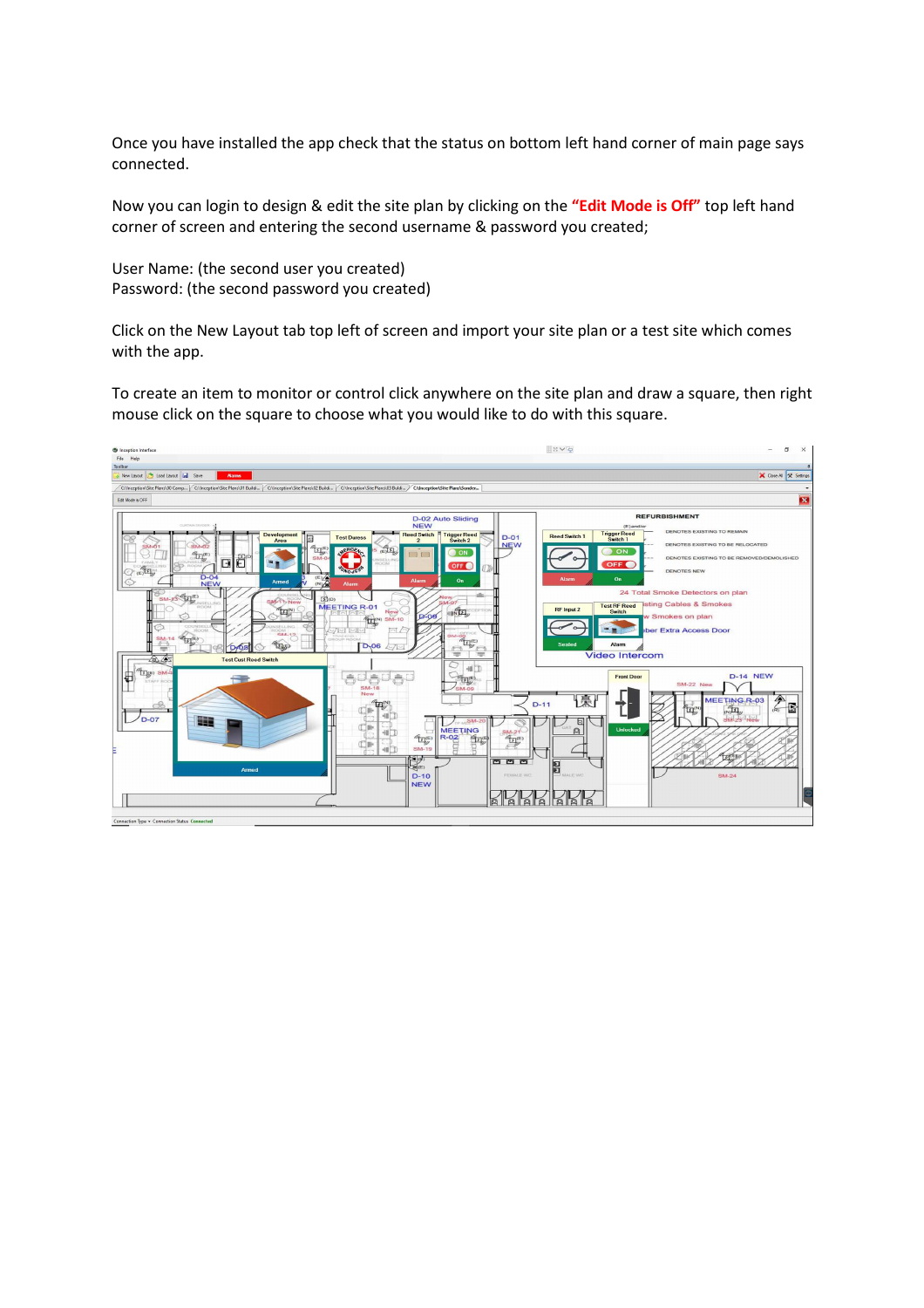Once you have installed the app check that the status on bottom left hand corner of main page says connected.

Now you can login to design & edit the site plan by clicking on the **"Edit Mode is Off"** top left hand corner of screen and entering the second username & password you created;

User Name: (the second user you created)
Password: (the second password you created)

Click on the New Layout tab top left of screen and import your site plan or a test site which comes with the app.

To create an item to monitor or control click anywhere on the site plan and draw a square, then right mouse click on the square to choose what you would like to do with this square.